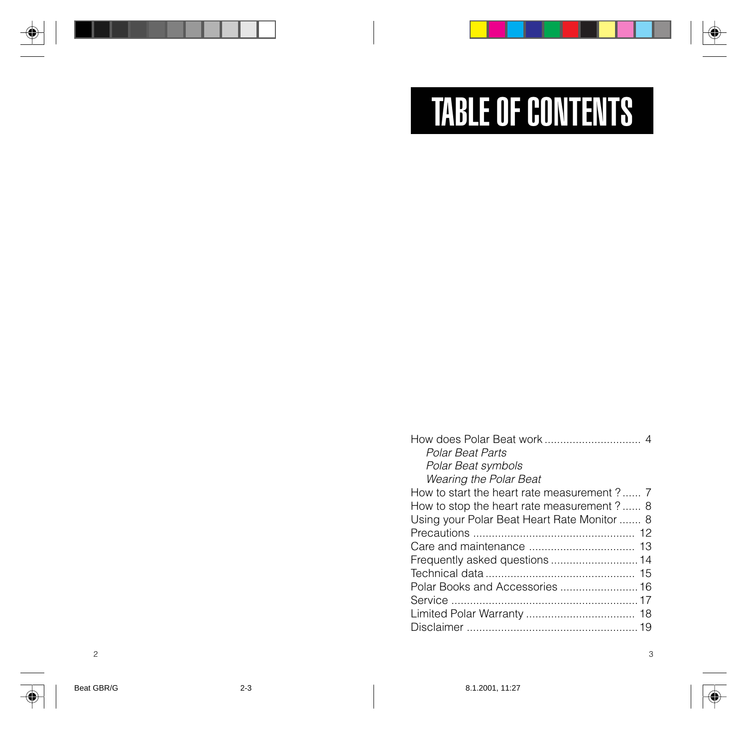# TABLE OF CONTENTS

How does Polar Beat work .............................. 4
  *Polar Beat Parts*
  *Polar Beat symbols*
  *Wearing the Polar Beat*
How to start the heart rate measurement ? ...... 7
How to stop the heart rate measurement ? ...... 8
Using your Polar Beat Heart Rate Monitor ....... 8
Precautions .................................................. 12
Care and maintenance ................................. 13
Frequently asked questions ........................... 14
Technical data ............................................... 15
Polar Books and Accessories ......................... 16
Service .......................................................... 17
Limited Polar Warranty .................................. 18
Disclaimer ...................................................... 19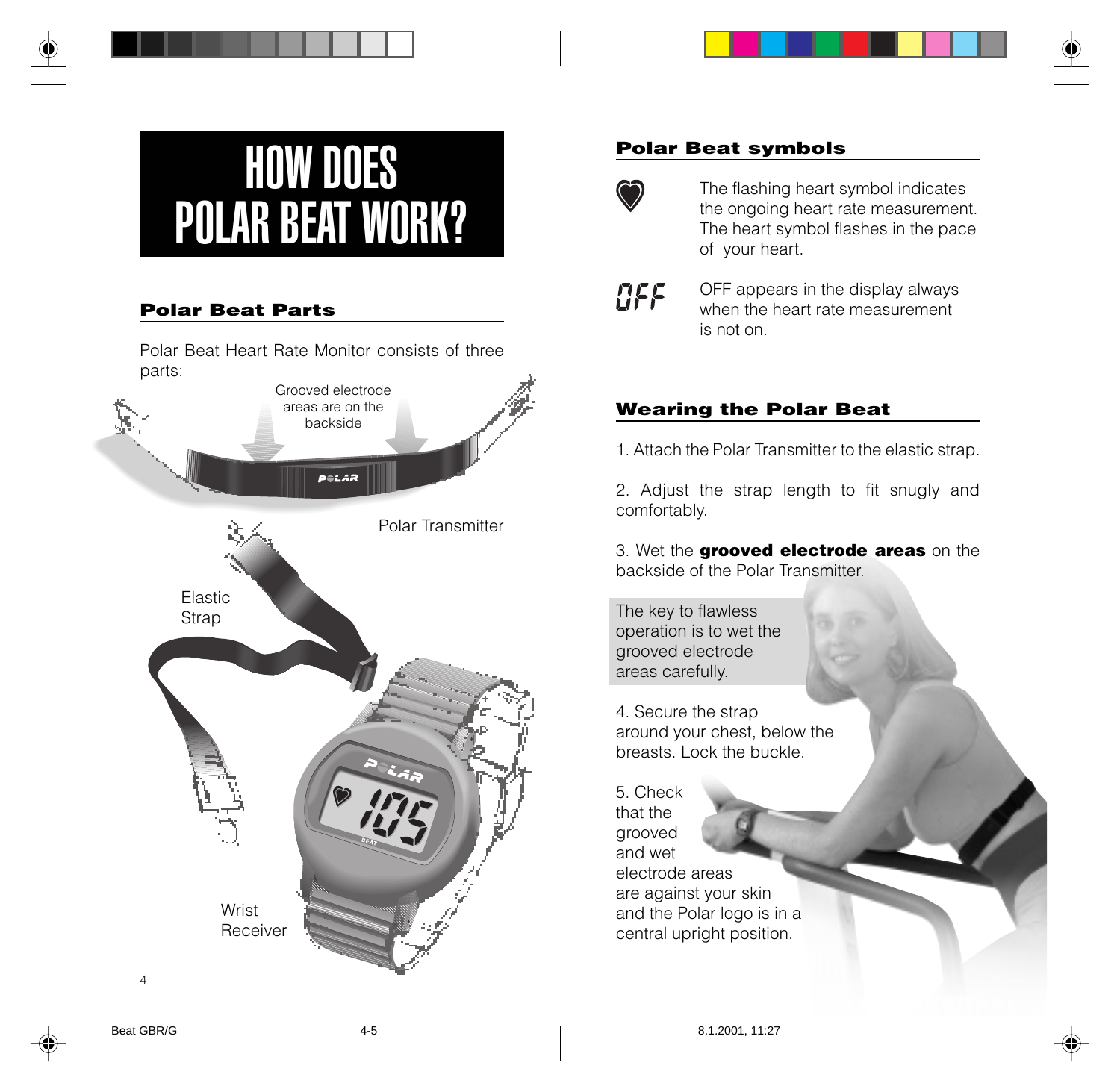# HOW DOES POLAR BEAT WORK?

## Polar Beat Parts

Polar Beat Heart Rate Monitor consists of three parts:

Grooved electrode areas are on the backside

Polar Transmitter

Elastic Strap

Wrist Receiver

## Polar Beat symbols

The flashing heart symbol indicates the ongoing heart rate measurement. The heart symbol flashes in the pace of your heart.

OFF appears in the display always when the heart rate measurement is not on.

## Wearing the Polar Beat

1. Attach the Polar Transmitter to the elastic strap.

2. Adjust the strap length to fit snugly and comfortably.

3. Wet the **grooved electrode areas** on the backside of the Polar Transmitter.

The key to flawless operation is to wet the grooved electrode areas carefully.

4. Secure the strap around your chest, below the breasts. Lock the buckle.

5. Check that the grooved and wet electrode areas are against your skin and the Polar logo is in a central upright position.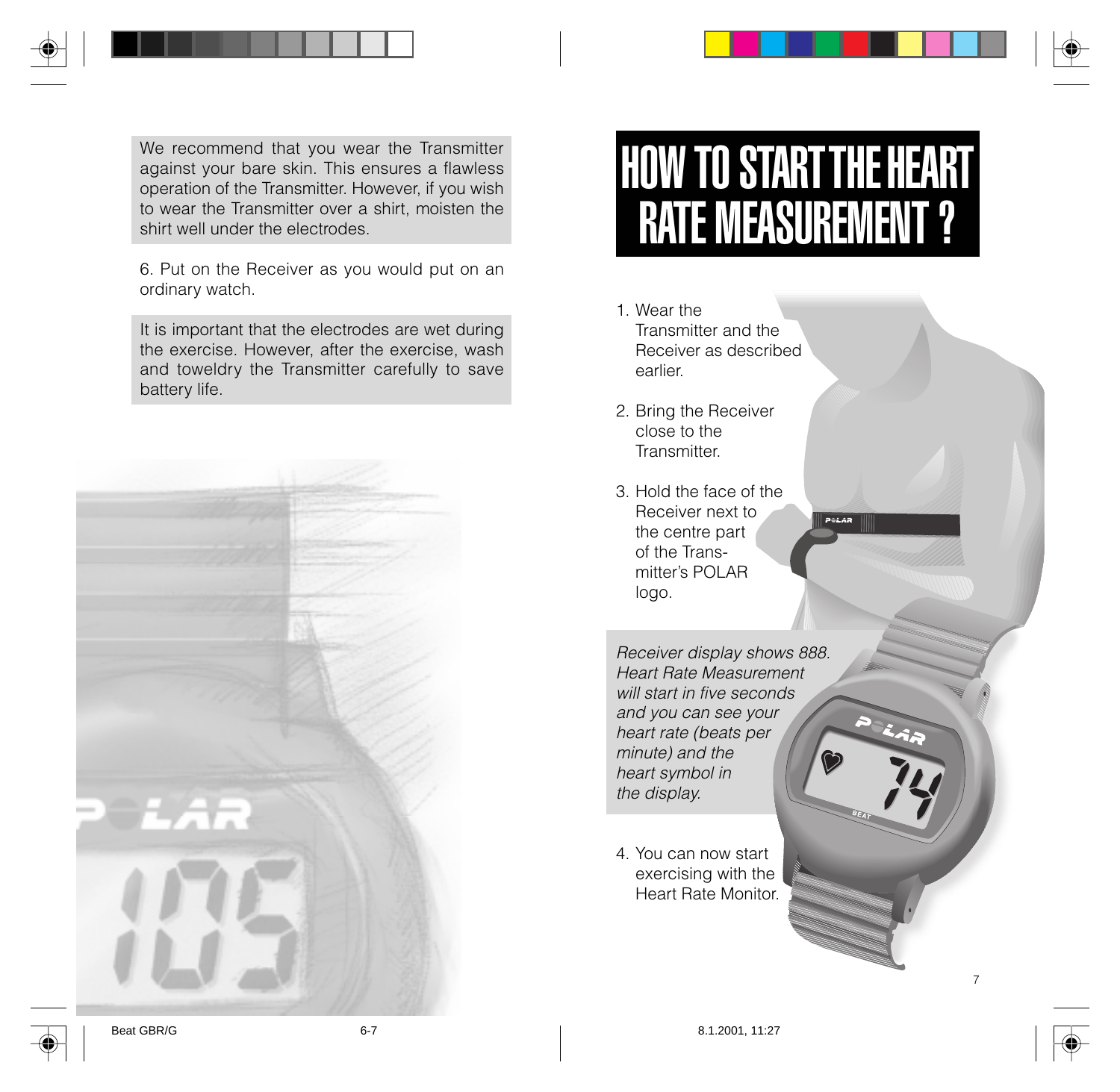We recommend that you wear the Transmitter against your bare skin. This ensures a flawless operation of the Transmitter. However, if you wish to wear the Transmitter over a shirt, moisten the shirt well under the electrodes.

6. Put on the Receiver as you would put on an ordinary watch.

It is important that the electrodes are wet during the exercise. However, after the exercise, wash and toweldry the Transmitter carefully to save battery life.

# HOW TO START THE HEART RATE MEASUREMENT ?

1. Wear the Transmitter and the Receiver as described earlier.

2. Bring the Receiver close to the Transmitter.

3. Hold the face of the Receiver next to the centre part of the Trans-mitter's POLAR logo.

*Receiver display shows 888. Heart Rate Measurement will start in five seconds and you can see your heart rate (beats per minute) and the heart symbol in the display.*

4. You can now start exercising with the Heart Rate Monitor.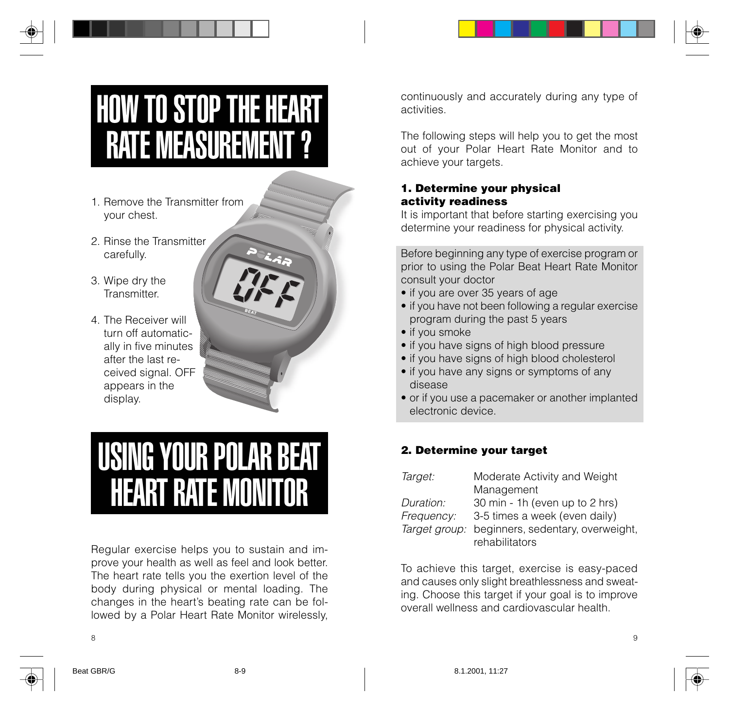# HOW TO STOP THE HEART RATE MEASUREMENT ?

1. Remove the Transmitter from your chest.
2. Rinse the Transmitter carefully.
3. Wipe dry the Transmitter.
4. The Receiver will turn off automatically in five minutes after the last received signal. OFF appears in the display.

# USING YOUR POLAR BEAT HEART RATE MONITOR

Regular exercise helps you to sustain and improve your health as well as feel and look better. The heart rate tells you the exertion level of the body during physical or mental loading. The changes in the heart's beating rate can be followed by a Polar Heart Rate Monitor wirelessly, continuously and accurately during any type of activities.

The following steps will help you to get the most out of your Polar Heart Rate Monitor and to achieve your targets.

### 1. Determine your physical activity readiness

It is important that before starting exercising you determine your readiness for physical activity.

Before beginning any type of exercise program or prior to using the Polar Beat Heart Rate Monitor consult your doctor

- if you are over 35 years of age
- if you have not been following a regular exercise program during the past 5 years
- if you smoke
- if you have signs of high blood pressure
- if you have signs of high blood cholesterol
- if you have any signs or symptoms of any disease
- or if you use a pacemaker or another implanted electronic device.

### 2. Determine your target

| | |
|---|---|
| *Target:* | Moderate Activity and Weight Management |
| *Duration:* | 30 min - 1h (even up to 2 hrs) |
| *Frequency:* | 3-5 times a week (even daily) |
| *Target group:* | beginners, sedentary, overweight, rehabilitators |

To achieve this target, exercise is easy-paced and causes only slight breathlessness and sweating. Choose this target if your goal is to improve overall wellness and cardiovascular health.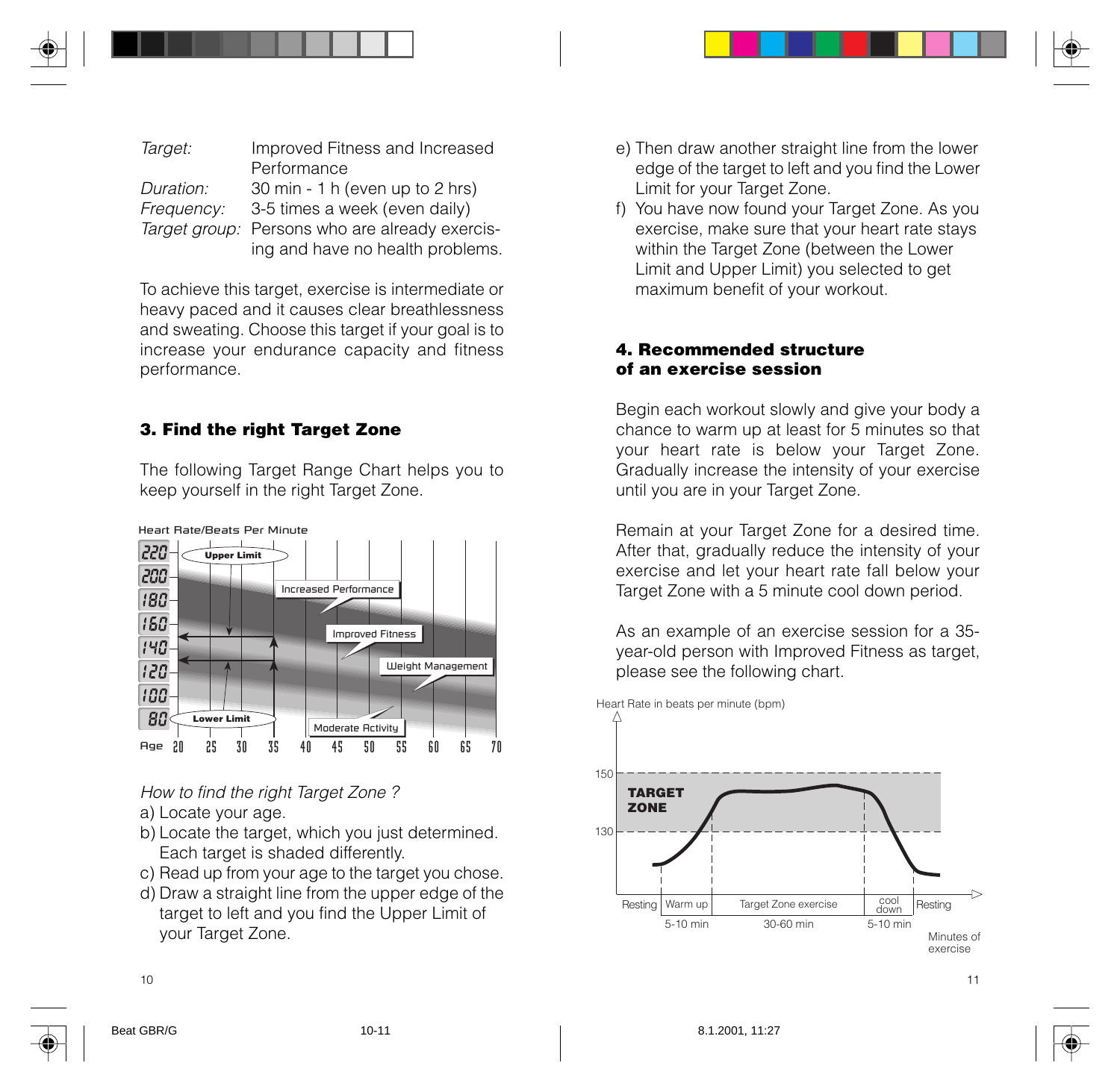| | |
|---|---|
| *Target:* | Improved Fitness and Increased Performance |
| *Duration:* | 30 min - 1 h (even up to 2 hrs) |
| *Frequency:* | 3-5 times a week (even daily) |
| *Target group:* | Persons who are already exercising and have no health problems. |

To achieve this target, exercise is intermediate or heavy paced and it causes clear breathlessness and sweating. Choose this target if your goal is to increase your endurance capacity and fitness performance.

## 3. Find the right Target Zone

The following Target Range Chart helps you to keep yourself in the right Target Zone.

Heart Rate/Beats Per Minute

*How to find the right Target Zone ?*

a) Locate your age.
b) Locate the target, which you just determined. Each target is shaded differently.
c) Read up from your age to the target you chose.
d) Draw a straight line from the upper edge of the target to left and you find the Upper Limit of your Target Zone.
e) Then draw another straight line from the lower edge of the target to left and you find the Lower Limit for your Target Zone.
f) You have now found your Target Zone. As you exercise, make sure that your heart rate stays within the Target Zone (between the Lower Limit and Upper Limit) you selected to get maximum benefit of your workout.

## 4. Recommended structure of an exercise session

Begin each workout slowly and give your body a chance to warm up at least for 5 minutes so that your heart rate is below your Target Zone. Gradually increase the intensity of your exercise until you are in your Target Zone.

Remain at your Target Zone for a desired time. After that, gradually reduce the intensity of your exercise and let your heart rate fall below your Target Zone with a 5 minute cool down period.

As an example of an exercise session for a 35-year-old person with Improved Fitness as target, please see the following chart.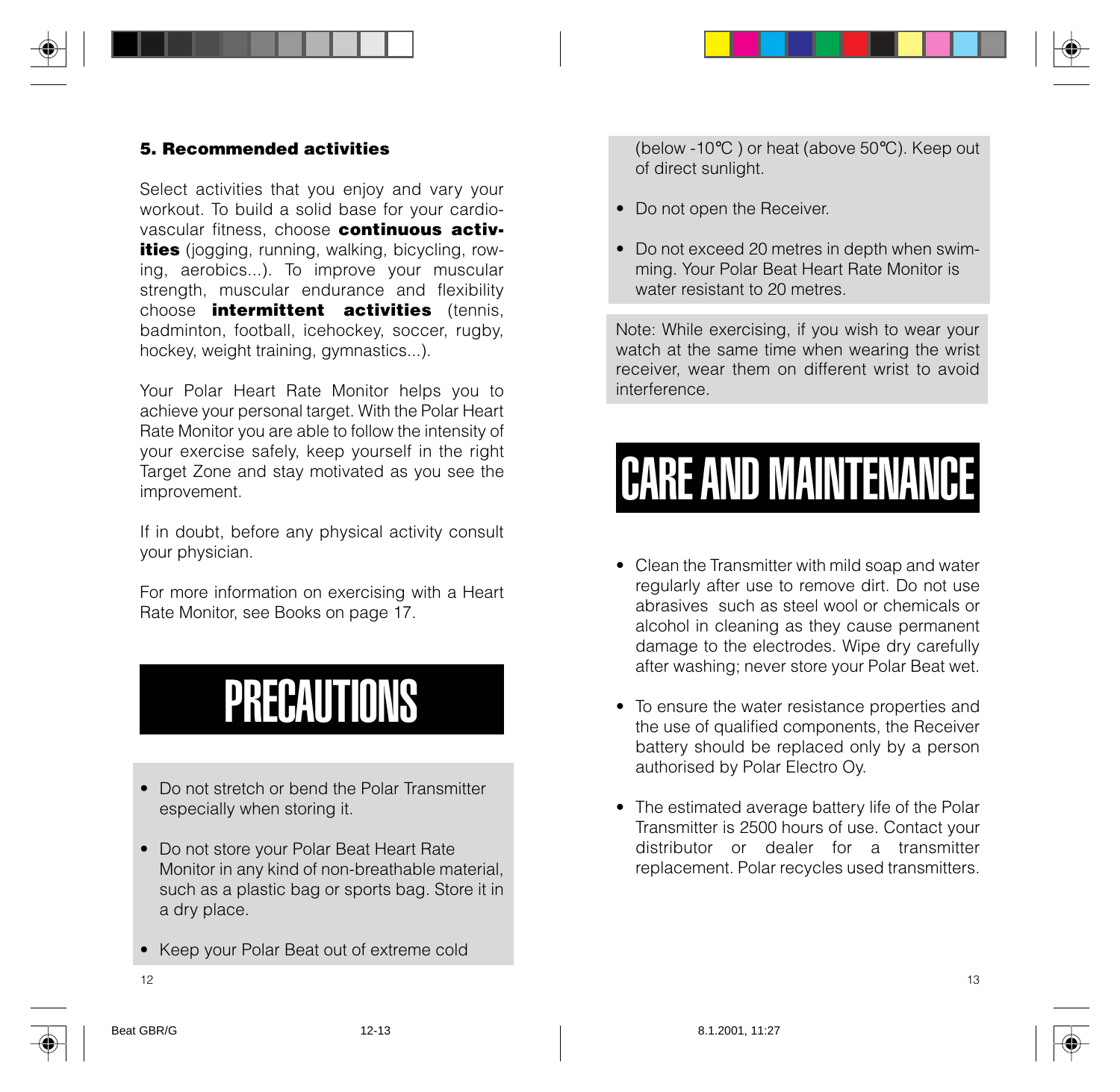### 5. Recommended activities

Select activities that you enjoy and vary your workout. To build a solid base for your cardio-vascular fitness, choose **continuous activities** (jogging, running, walking, bicycling, rowing, aerobics...). To improve your muscular strength, muscular endurance and flexibility choose **intermittent activities** (tennis, badminton, football, icehockey, soccer, rugby, hockey, weight training, gymnastics...).

Your Polar Heart Rate Monitor helps you to achieve your personal target. With the Polar Heart Rate Monitor you are able to follow the intensity of your exercise safely, keep yourself in the right Target Zone and stay motivated as you see the improvement.

If in doubt, before any physical activity consult your physician.

For more information on exercising with a Heart Rate Monitor, see Books on page 17.

# PRECAUTIONS

- Do not stretch or bend the Polar Transmitter especially when storing it.
- Do not store your Polar Beat Heart Rate Monitor in any kind of non-breathable material, such as a plastic bag or sports bag. Store it in a dry place.
- Keep your Polar Beat out of extreme cold (below -10°C ) or heat (above 50°C). Keep out of direct sunlight.
- Do not open the Receiver.
- Do not exceed 20 metres in depth when swimming. Your Polar Beat Heart Rate Monitor is water resistant to 20 metres.

Note: While exercising, if you wish to wear your watch at the same time when wearing the wrist receiver, wear them on different wrist to avoid interference.

# CARE AND MAINTENANCE

- Clean the Transmitter with mild soap and water regularly after use to remove dirt. Do not use abrasives such as steel wool or chemicals or alcohol in cleaning as they cause permanent damage to the electrodes. Wipe dry carefully after washing; never store your Polar Beat wet.
- To ensure the water resistance properties and the use of qualified components, the Receiver battery should be replaced only by a person authorised by Polar Electro Oy.
- The estimated average battery life of the Polar Transmitter is 2500 hours of use. Contact your distributor or dealer for a transmitter replacement. Polar recycles used transmitters.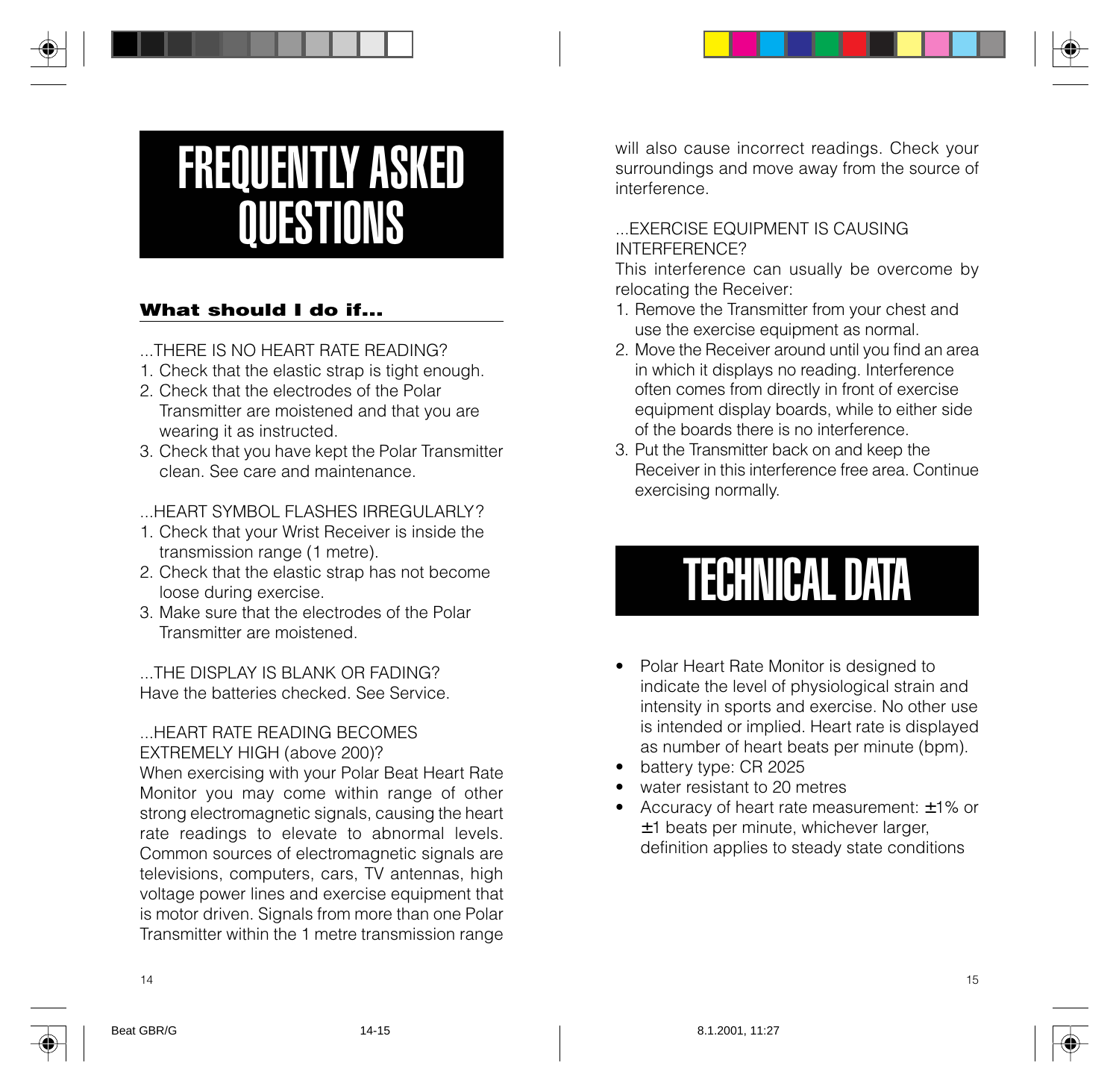# FREQUENTLY ASKED QUESTIONS

### What should I do if...

...THERE IS NO HEART RATE READING?

1. Check that the elastic strap is tight enough.
2. Check that the electrodes of the Polar Transmitter are moistened and that you are wearing it as instructed.
3. Check that you have kept the Polar Transmitter clean. See care and maintenance.

...HEART SYMBOL FLASHES IRREGULARLY?

1. Check that your Wrist Receiver is inside the transmission range (1 metre).
2. Check that the elastic strap has not become loose during exercise.
3. Make sure that the electrodes of the Polar Transmitter are moistened.

...THE DISPLAY IS BLANK OR FADING?
Have the batteries checked. See Service.

...HEART RATE READING BECOMES EXTREMELY HIGH (above 200)?
When exercising with your Polar Beat Heart Rate Monitor you may come within range of other strong electromagnetic signals, causing the heart rate readings to elevate to abnormal levels. Common sources of electromagnetic signals are televisions, computers, cars, TV antennas, high voltage power lines and exercise equipment that is motor driven. Signals from more than one Polar Transmitter within the 1 metre transmission range will also cause incorrect readings. Check your surroundings and move away from the source of interference.

...EXERCISE EQUIPMENT IS CAUSING INTERFERENCE?
This interference can usually be overcome by relocating the Receiver:

1. Remove the Transmitter from your chest and use the exercise equipment as normal.
2. Move the Receiver around until you find an area in which it displays no reading. Interference often comes from directly in front of exercise equipment display boards, while to either side of the boards there is no interference.
3. Put the Transmitter back on and keep the Receiver in this interference free area. Continue exercising normally.

# TECHNICAL DATA

- Polar Heart Rate Monitor is designed to indicate the level of physiological strain and intensity in sports and exercise. No other use is intended or implied. Heart rate is displayed as number of heart beats per minute (bpm).
- battery type: CR 2025
- water resistant to 20 metres
- Accuracy of heart rate measurement: ±1% or ±1 beats per minute, whichever larger, definition applies to steady state conditions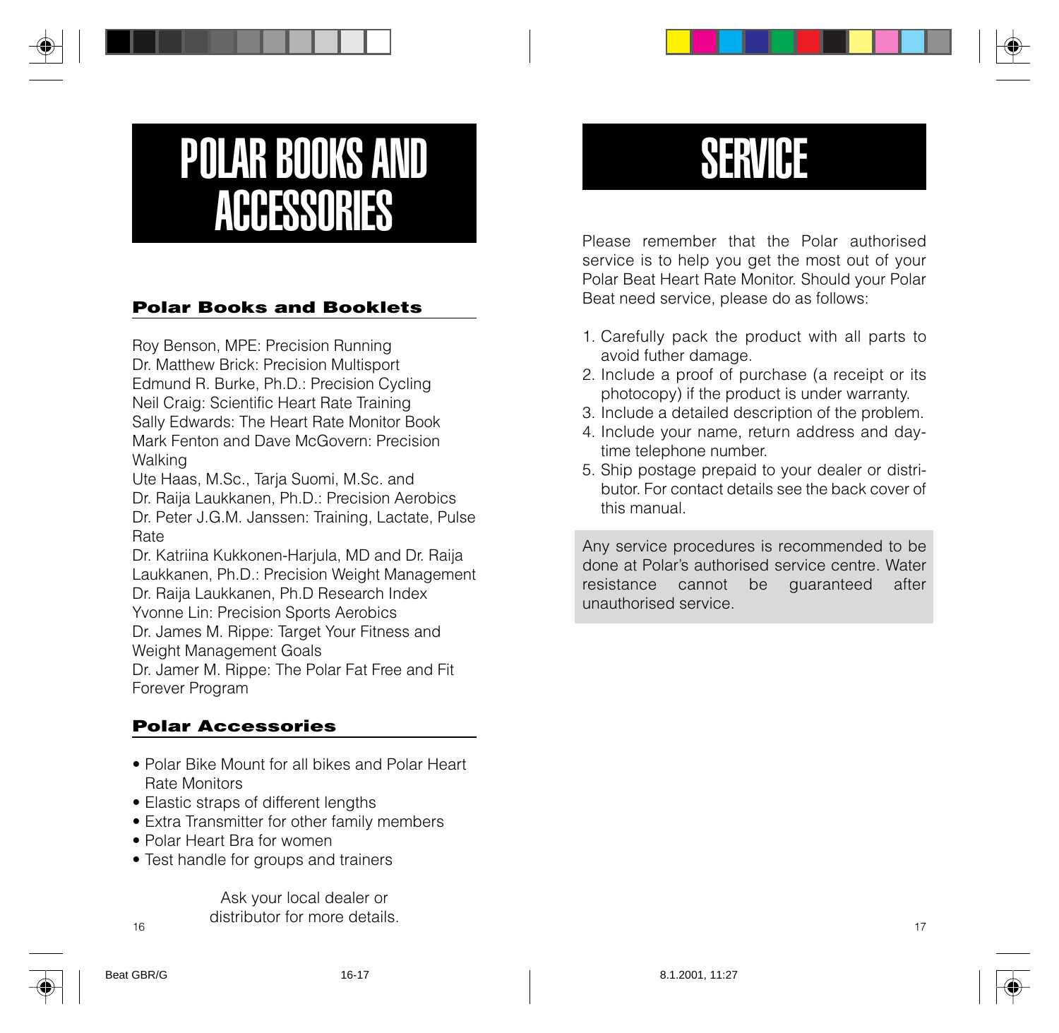# POLAR BOOKS AND ACCESSORIES

## Polar Books and Booklets

Roy Benson, MPE: Precision Running
Dr. Matthew Brick: Precision Multisport
Edmund R. Burke, Ph.D.: Precision Cycling
Neil Craig: Scientific Heart Rate Training
Sally Edwards: The Heart Rate Monitor Book
Mark Fenton and Dave McGovern: Precision Walking
Ute Haas, M.Sc., Tarja Suomi, M.Sc. and Dr. Raija Laukkanen, Ph.D.: Precision Aerobics
Dr. Peter J.G.M. Janssen: Training, Lactate, Pulse Rate
Dr. Katriina Kukkonen-Harjula, MD and Dr. Raija Laukkanen, Ph.D.: Precision Weight Management
Dr. Raija Laukkanen, Ph.D Research Index
Yvonne Lin: Precision Sports Aerobics
Dr. James M. Rippe: Target Your Fitness and Weight Management Goals
Dr. Jamer M. Rippe: The Polar Fat Free and Fit Forever Program

## Polar Accessories

- Polar Bike Mount for all bikes and Polar Heart Rate Monitors
- Elastic straps of different lengths
- Extra Transmitter for other family members
- Polar Heart Bra for women
- Test handle for groups and trainers

Ask your local dealer or distributor for more details.

# SERVICE

Please remember that the Polar authorised service is to help you get the most out of your Polar Beat Heart Rate Monitor. Should your Polar Beat need service, please do as follows:

1. Carefully pack the product with all parts to avoid futher damage.
2. Include a proof of purchase (a receipt or its photocopy) if the product is under warranty.
3. Include a detailed description of the problem.
4. Include your name, return address and day-time telephone number.
5. Ship postage prepaid to your dealer or distributor. For contact details see the back cover of this manual.

Any service procedures is recommended to be done at Polar's authorised service centre. Water resistance cannot be guaranteed after unauthorised service.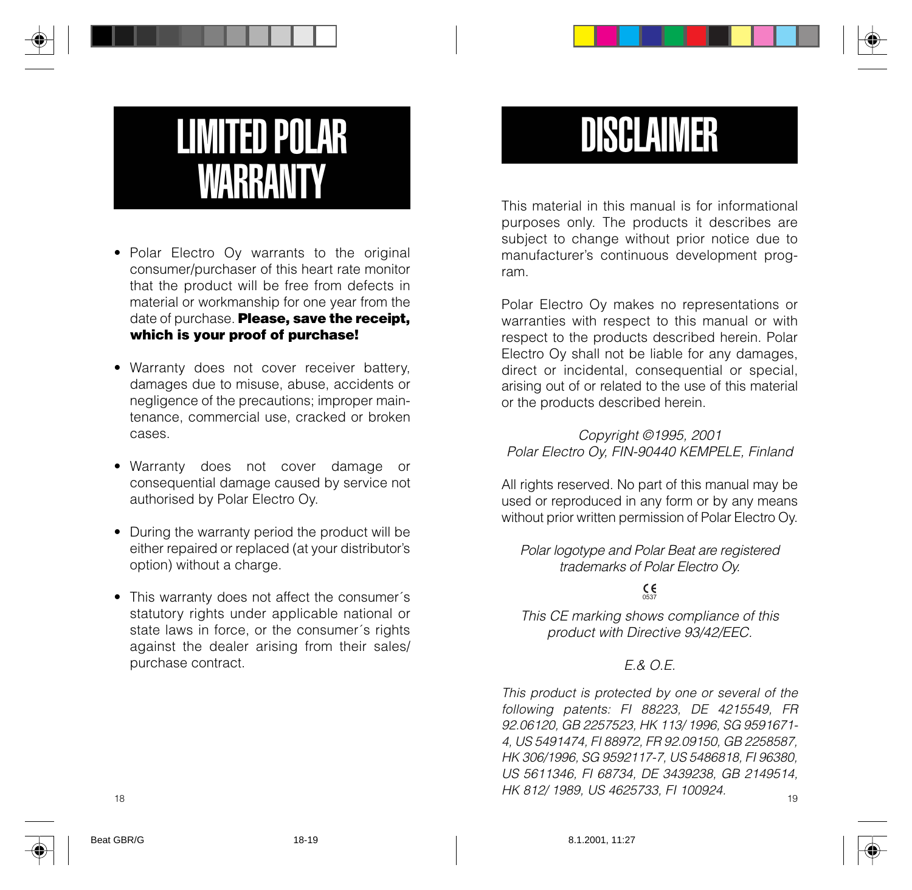# LIMITED POLAR WARRANTY

- Polar Electro Oy warrants to the original consumer/purchaser of this heart rate monitor that the product will be free from defects in material or workmanship for one year from the date of purchase. **Please, save the receipt, which is your proof of purchase!**

- Warranty does not cover receiver battery, damages due to misuse, abuse, accidents or negligence of the precautions; improper maintenance, commercial use, cracked or broken cases.

- Warranty does not cover damage or consequential damage caused by service not authorised by Polar Electro Oy.

- During the warranty period the product will be either repaired or replaced (at your distributor's option) without a charge.

- This warranty does not affect the consumer´s statutory rights under applicable national or state laws in force, or the consumer´s rights against the dealer arising from their sales/ purchase contract.

# DISCLAIMER

This material in this manual is for informational purposes only. The products it describes are subject to change without prior notice due to manufacturer's continuous development program.

Polar Electro Oy makes no representations or warranties with respect to this manual or with respect to the products described herein. Polar Electro Oy shall not be liable for any damages, direct or incidental, consequential or special, arising out of or related to the use of this material or the products described herein.

*Copyright ©1995, 2001*
*Polar Electro Oy, FIN-90440 KEMPELE, Finland*

All rights reserved. No part of this manual may be used or reproduced in any form or by any means without prior written permission of Polar Electro Oy.

*Polar logotype and Polar Beat are registered trademarks of Polar Electro Oy.*

CE 0537

*This CE marking shows compliance of this product with Directive 93/42/EEC.*

*E.& O.E.*

*This product is protected by one or several of the following patents: FI 88223, DE 4215549, FR 92.06120, GB 2257523, HK 113/ 1996, SG 9591671-4, US 5491474, FI 88972, FR 92.09150, GB 2258587, HK 306/1996, SG 9592117-7, US 5486818, FI 96380, US 5611346, FI 68734, DE 3439238, GB 2149514, HK 812/ 1989, US 4625733, FI 100924.*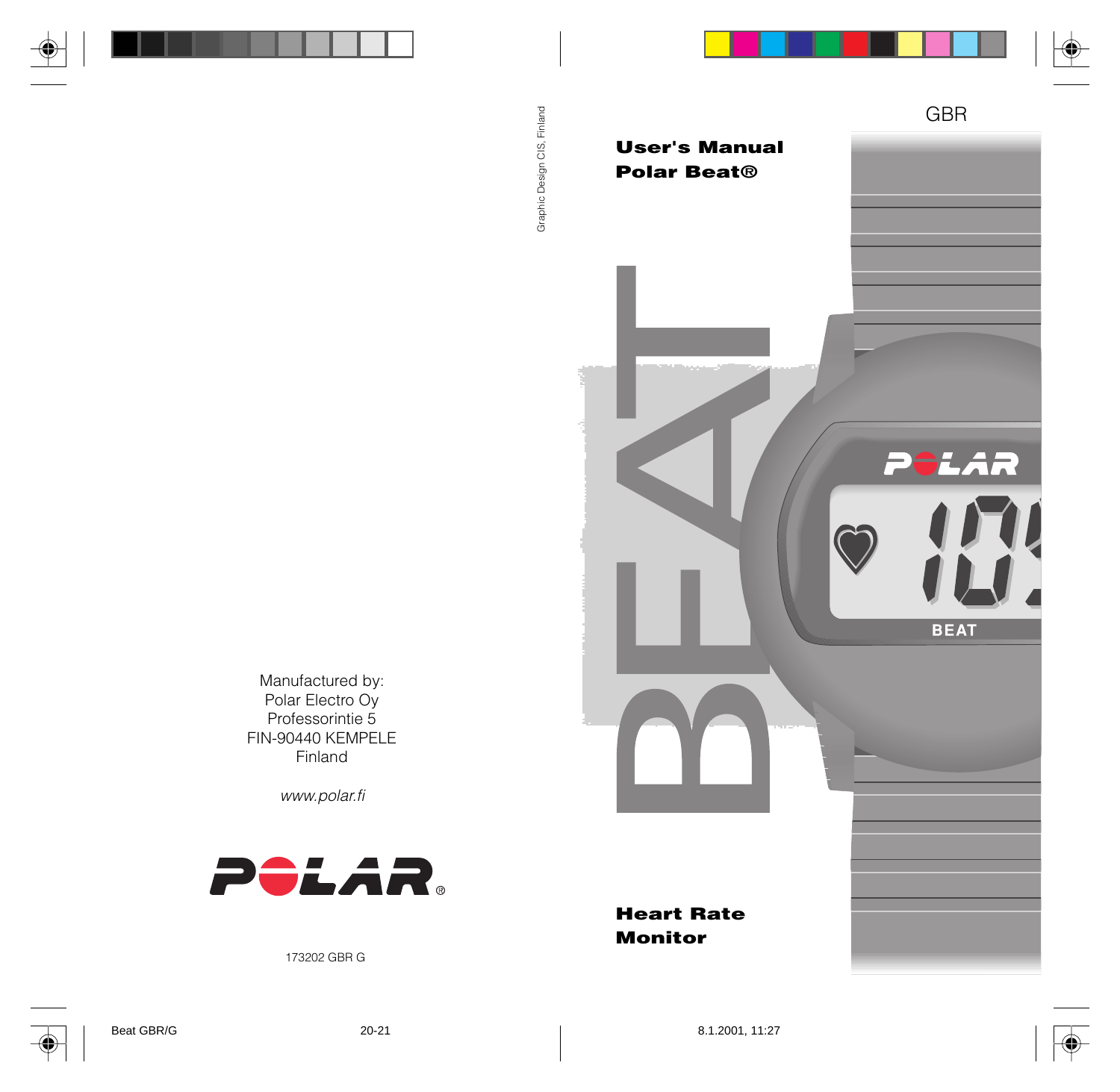Manufactured by:
Polar Electro Oy
Professorintie 5
FIN-90440 KEMPELE
Finland

*www.polar.fi*

POLAR®

173202 GBR G

Graphic Design CIS, Finland

GBR

**User's Manual**
**Polar Beat®**

BEAT

**Heart Rate**
**Monitor**